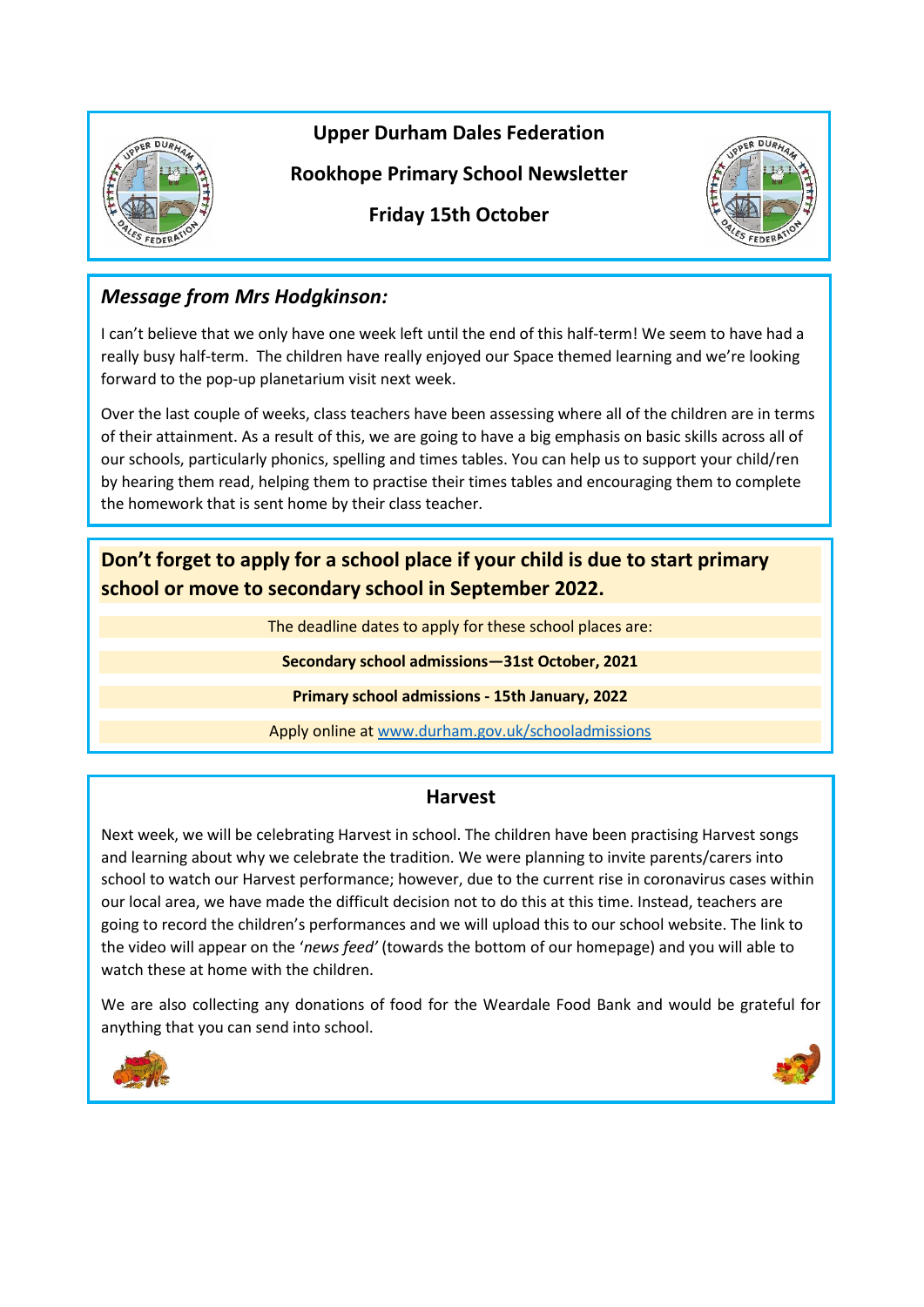# Upper Durham Dales Federation

## Rookhope Primary School Newsletter

**Friday 15th October**

### *Message from Mrs Hodgkinson:*

I can't believe that we only have one week left until the end of this half-term! We seem to have had a really busy half-term. The children have really enjoyed our Space themed learning and we're looking forward to the pop-up planetarium visit next week.

Over the last couple of weeks, class teachers have been assessing where all of the children are in terms of their attainment. As a result of this, we are going to have a big emphasis on basic skills across all of our schools, particularly phonics, spelling and times tables. You can help us to support your child/ren by hearing them read, helping them to practise their times tables and encouraging them to complete the homework that is sent home by their class teacher.

### Don't forget to apply for a school place if your child is due to start primary school or move to secondary school in September 2022.

The deadline dates to apply for these school places are:

**Secondary school admissions—31st October, 2021**

**Primary school admissions - 15th January, 2022**

Apply online at www.durham.gov.uk/schooladmissions

### Harvest

Next week, we will be celebrating Harvest in school. The children have been practising Harvest songs and learning about why we celebrate the tradition. We were planning to invite parents/carers into school to watch our Harvest performance; however, due to the current rise in coronavirus cases within our local area, we have made the difficult decision not to do this at this time. Instead, teachers are going to record the children's performances and we will upload this to our school website. The link to the video will appear on the '*news feed*' (towards the bottom of our homepage) and you will able to watch these at home with the children.

We are also collecting any donations of food for the Weardale Food Bank and would be grateful for anything that you can send into school.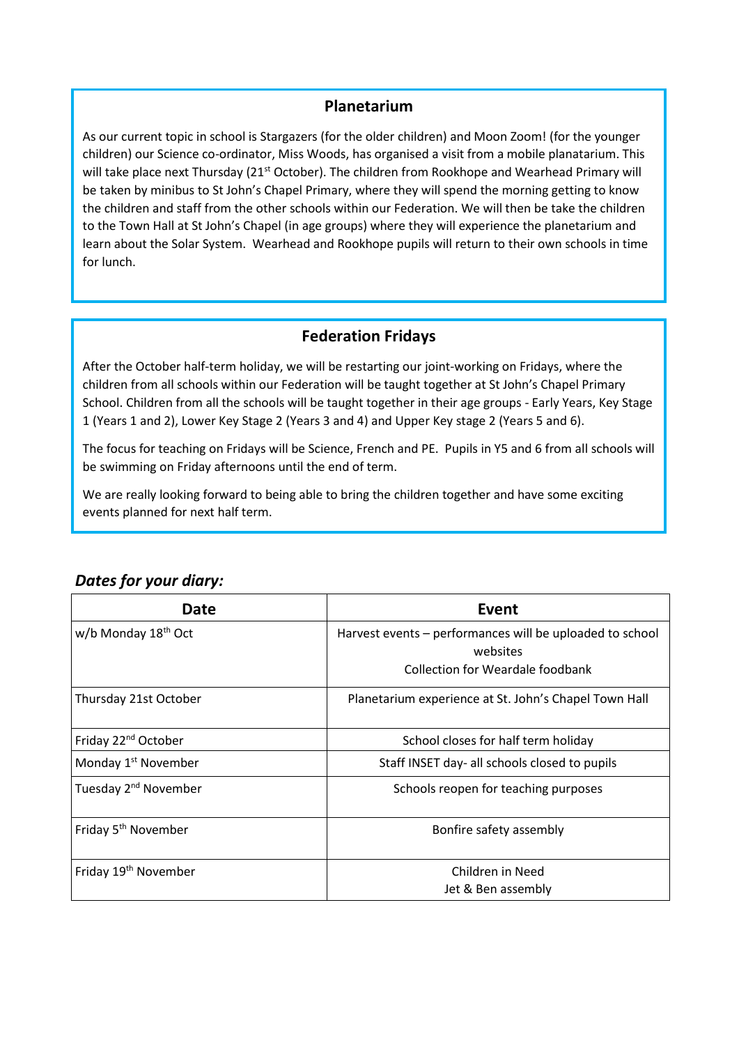## Planetarium

As our current topic in school is Stargazers (for the older children) and Moon Zoom! (for the younger children) our Science co-ordinator, Miss Woods, has organised a visit from a mobile planatarium. This will take place next Thursday (21st October). The children from Rookhope and Wearhead Primary will be taken by minibus to St John's Chapel Primary, where they will spend the morning getting to know the children and staff from the other schools within our Federation. We will then be take the children to the Town Hall at St John's Chapel (in age groups) where they will experience the planetarium and learn about the Solar System. Wearhead and Rookhope pupils will return to their own schools in time for lunch.

## Federation Fridays

After the October half-term holiday, we will be restarting our joint-working on Fridays, where the children from all schools within our Federation will be taught together at St John's Chapel Primary School. Children from all the schools will be taught together in their age groups - Early Years, Key Stage 1 (Years 1 and 2), Lower Key Stage 2 (Years 3 and 4) and Upper Key stage 2 (Years 5 and 6).

The focus for teaching on Fridays will be Science, French and PE. Pupils in Y5 and 6 from all schools will be swimming on Friday afternoons until the end of term.

We are really looking forward to being able to bring the children together and have some exciting events planned for next half term.

### *Dates for your diary:*

| Date | Event |
|---|---|
| w/b Monday 18th Oct | Harvest events – performances will be uploaded to school websites<br>Collection for Weardale foodbank |
| Thursday 21st October | Planetarium experience at St. John's Chapel Town Hall |
| Friday 22nd October | School closes for half term holiday |
| Monday 1st November | Staff INSET day- all schools closed to pupils |
| Tuesday 2nd November | Schools reopen for teaching purposes |
| Friday 5th November | Bonfire safety assembly |
| Friday 19th November | Children in Need<br>Jet & Ben assembly |